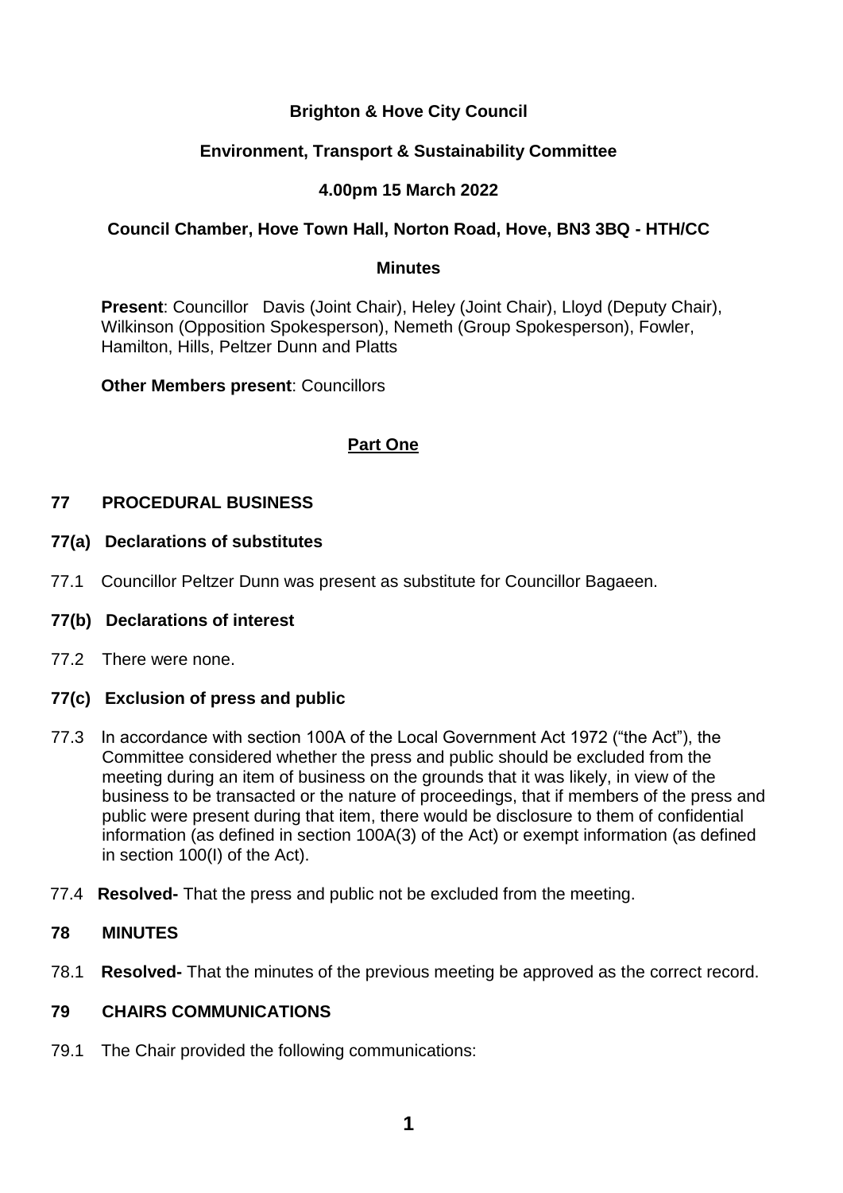**Brighton & Hove City Council**

**Environment, Transport & Sustainability Committee**

**4.00pm 15 March 2022**

**Council Chamber, Hove Town Hall, Norton Road, Hove, BN3 3BQ - HTH/CC**

**Minutes**

**Present**: Councillor Davis (Joint Chair), Heley (Joint Chair), Lloyd (Deputy Chair), Wilkinson (Opposition Spokesperson), Nemeth (Group Spokesperson), Fowler, Hamilton, Hills, Peltzer Dunn and Platts

**Other Members present**: Councillors

**Part One**

## 77 PROCEDURAL BUSINESS

### 77(a) Declarations of substitutes

77.1 Councillor Peltzer Dunn was present as substitute for Councillor Bagaeen.

### 77(b) Declarations of interest

77.2 There were none.

### 77(c) Exclusion of press and public

77.3 In accordance with section 100A of the Local Government Act 1972 ("the Act"), the Committee considered whether the press and public should be excluded from the meeting during an item of business on the grounds that it was likely, in view of the business to be transacted or the nature of proceedings, that if members of the press and public were present during that item, there would be disclosure to them of confidential information (as defined in section 100A(3) of the Act) or exempt information (as defined in section 100(I) of the Act).

77.4 **Resolved-** That the press and public not be excluded from the meeting.

## 78 MINUTES

78.1 **Resolved-** That the minutes of the previous meeting be approved as the correct record.

## 79 CHAIRS COMMUNICATIONS

79.1 The Chair provided the following communications: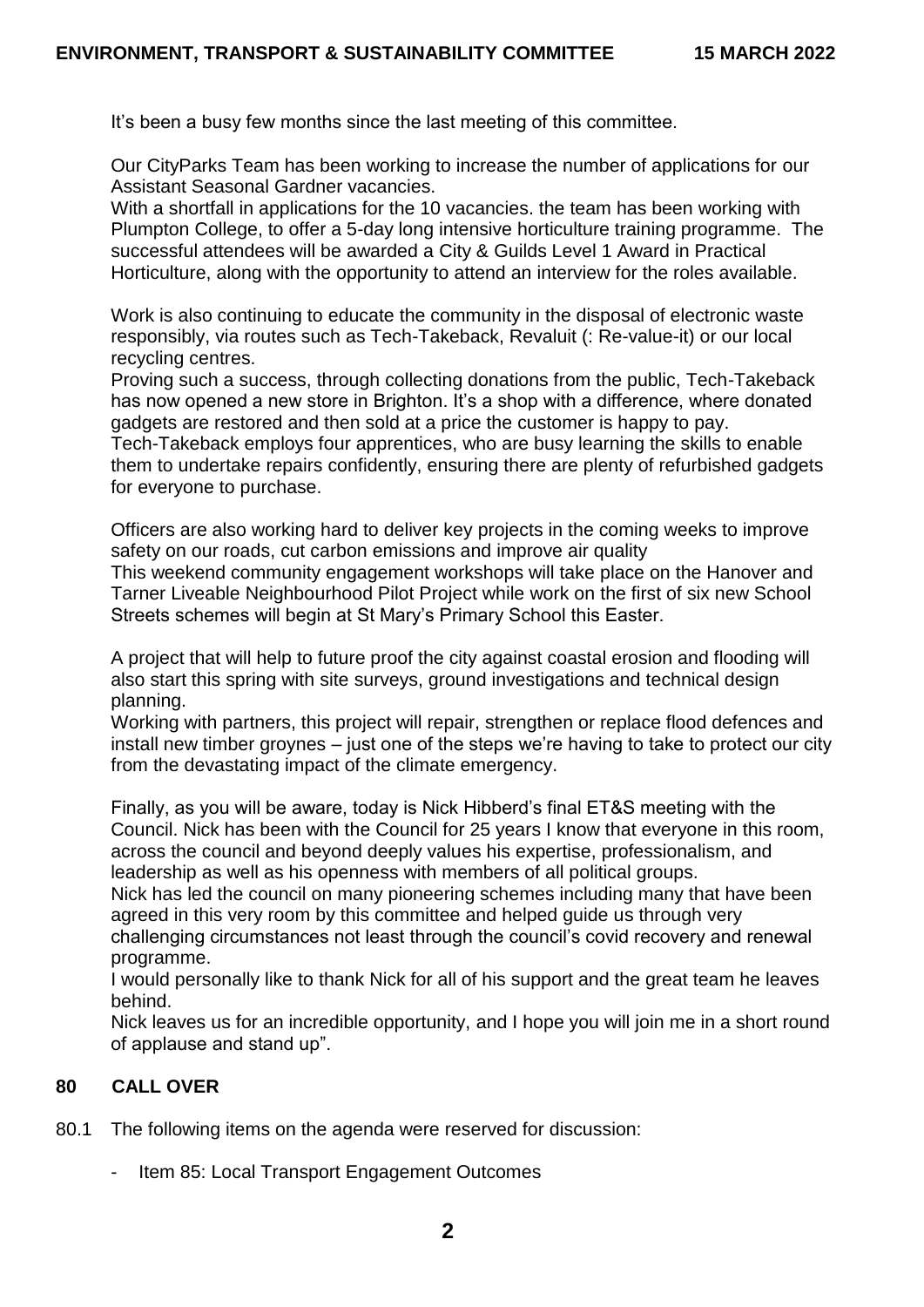It's been a busy few months since the last meeting of this committee.

Our CityParks Team has been working to increase the number of applications for our Assistant Seasonal Gardner vacancies.
With a shortfall in applications for the 10 vacancies. the team has been working with Plumpton College, to offer a 5-day long intensive horticulture training programme. The successful attendees will be awarded a City & Guilds Level 1 Award in Practical Horticulture, along with the opportunity to attend an interview for the roles available.

Work is also continuing to educate the community in the disposal of electronic waste responsibly, via routes such as Tech-Takeback, Revaluit (: Re-value-it) or our local recycling centres.
Proving such a success, through collecting donations from the public, Tech-Takeback has now opened a new store in Brighton. It's a shop with a difference, where donated gadgets are restored and then sold at a price the customer is happy to pay.
Tech-Takeback employs four apprentices, who are busy learning the skills to enable them to undertake repairs confidently, ensuring there are plenty of refurbished gadgets for everyone to purchase.

Officers are also working hard to deliver key projects in the coming weeks to improve safety on our roads, cut carbon emissions and improve air quality
This weekend community engagement workshops will take place on the Hanover and Tarner Liveable Neighbourhood Pilot Project while work on the first of six new School Streets schemes will begin at St Mary's Primary School this Easter.

A project that will help to future proof the city against coastal erosion and flooding will also start this spring with site surveys, ground investigations and technical design planning.
Working with partners, this project will repair, strengthen or replace flood defences and install new timber groynes – just one of the steps we're having to take to protect our city from the devastating impact of the climate emergency.

Finally, as you will be aware, today is Nick Hibberd's final ET&S meeting with the Council. Nick has been with the Council for 25 years I know that everyone in this room, across the council and beyond deeply values his expertise, professionalism, and leadership as well as his openness with members of all political groups.
Nick has led the council on many pioneering schemes including many that have been agreed in this very room by this committee and helped guide us through very challenging circumstances not least through the council's covid recovery and renewal programme.
I would personally like to thank Nick for all of his support and the great team he leaves behind.
Nick leaves us for an incredible opportunity, and I hope you will join me in a short round of applause and stand up".

## 80 CALL OVER

80.1 The following items on the agenda were reserved for discussion:

- Item 85: Local Transport Engagement Outcomes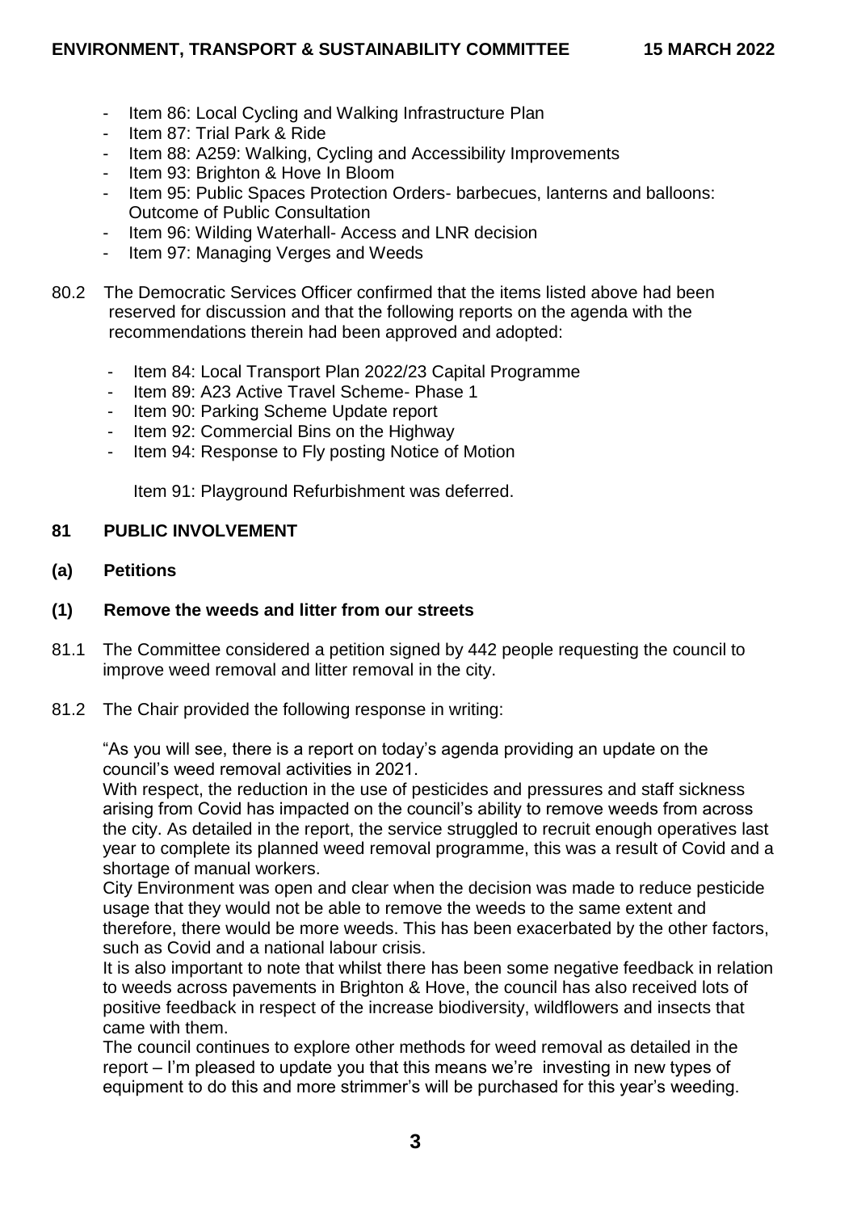- Item 86: Local Cycling and Walking Infrastructure Plan
- Item 87: Trial Park & Ride
- Item 88: A259: Walking, Cycling and Accessibility Improvements
- Item 93: Brighton & Hove In Bloom
- Item 95: Public Spaces Protection Orders- barbecues, lanterns and balloons: Outcome of Public Consultation
- Item 96: Wilding Waterhall- Access and LNR decision
- Item 97: Managing Verges and Weeds

80.2 The Democratic Services Officer confirmed that the items listed above had been reserved for discussion and that the following reports on the agenda with the recommendations therein had been approved and adopted:

- Item 84: Local Transport Plan 2022/23 Capital Programme
- Item 89: A23 Active Travel Scheme- Phase 1
- Item 90: Parking Scheme Update report
- Item 92: Commercial Bins on the Highway
- Item 94: Response to Fly posting Notice of Motion

Item 91: Playground Refurbishment was deferred.

## 81 PUBLIC INVOLVEMENT

### (a) Petitions

### (1) Remove the weeds and litter from our streets

81.1 The Committee considered a petition signed by 442 people requesting the council to improve weed removal and litter removal in the city.

81.2 The Chair provided the following response in writing:

"As you will see, there is a report on today's agenda providing an update on the council's weed removal activities in 2021.
With respect, the reduction in the use of pesticides and pressures and staff sickness arising from Covid has impacted on the council's ability to remove weeds from across the city. As detailed in the report, the service struggled to recruit enough operatives last year to complete its planned weed removal programme, this was a result of Covid and a shortage of manual workers.
City Environment was open and clear when the decision was made to reduce pesticide usage that they would not be able to remove the weeds to the same extent and therefore, there would be more weeds. This has been exacerbated by the other factors, such as Covid and a national labour crisis.
It is also important to note that whilst there has been some negative feedback in relation to weeds across pavements in Brighton & Hove, the council has also received lots of positive feedback in respect of the increase biodiversity, wildflowers and insects that came with them.
The council continues to explore other methods for weed removal as detailed in the report – I'm pleased to update you that this means we're investing in new types of equipment to do this and more strimmer's will be purchased for this year's weeding.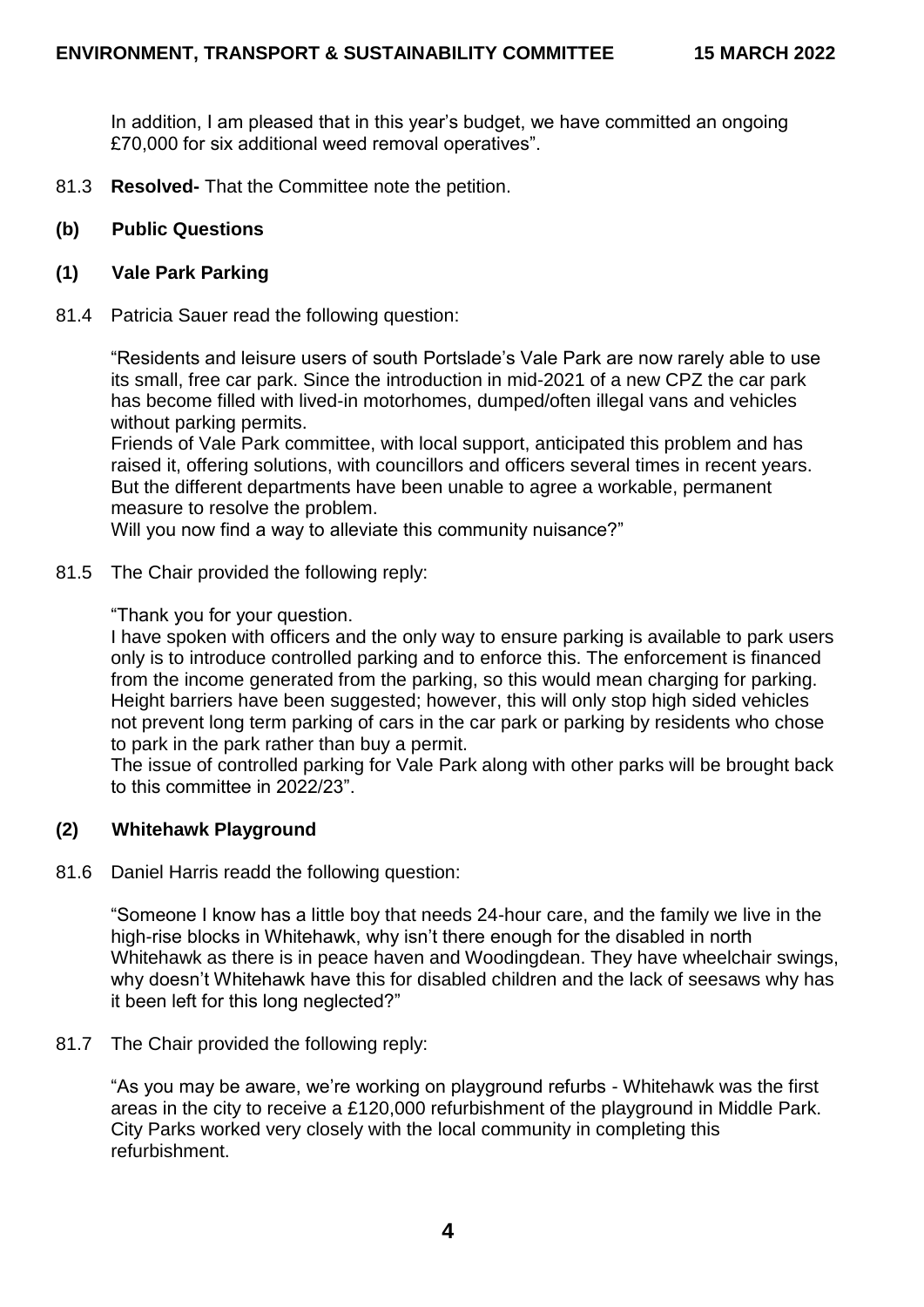In addition, I am pleased that in this year's budget, we have committed an ongoing £70,000 for six additional weed removal operatives".

81.3 **Resolved-** That the Committee note the petition.

**(b) Public Questions**

**(1) Vale Park Parking**

81.4 Patricia Sauer read the following question:

"Residents and leisure users of south Portslade's Vale Park are now rarely able to use its small, free car park. Since the introduction in mid-2021 of a new CPZ the car park has become filled with lived-in motorhomes, dumped/often illegal vans and vehicles without parking permits.
Friends of Vale Park committee, with local support, anticipated this problem and has raised it, offering solutions, with councillors and officers several times in recent years. But the different departments have been unable to agree a workable, permanent measure to resolve the problem.
Will you now find a way to alleviate this community nuisance?"

81.5 The Chair provided the following reply:

"Thank you for your question.
I have spoken with officers and the only way to ensure parking is available to park users only is to introduce controlled parking and to enforce this. The enforcement is financed from the income generated from the parking, so this would mean charging for parking. Height barriers have been suggested; however, this will only stop high sided vehicles not prevent long term parking of cars in the car park or parking by residents who chose to park in the park rather than buy a permit.
The issue of controlled parking for Vale Park along with other parks will be brought back to this committee in 2022/23".

**(2) Whitehawk Playground**

81.6 Daniel Harris readd the following question:

"Someone I know has a little boy that needs 24-hour care, and the family we live in the high-rise blocks in Whitehawk, why isn't there enough for the disabled in north Whitehawk as there is in peace haven and Woodingdean. They have wheelchair swings, why doesn't Whitehawk have this for disabled children and the lack of seesaws why has it been left for this long neglected?"

81.7 The Chair provided the following reply:

"As you may be aware, we're working on playground refurbs - Whitehawk was the first areas in the city to receive a £120,000 refurbishment of the playground in Middle Park. City Parks worked very closely with the local community in completing this refurbishment.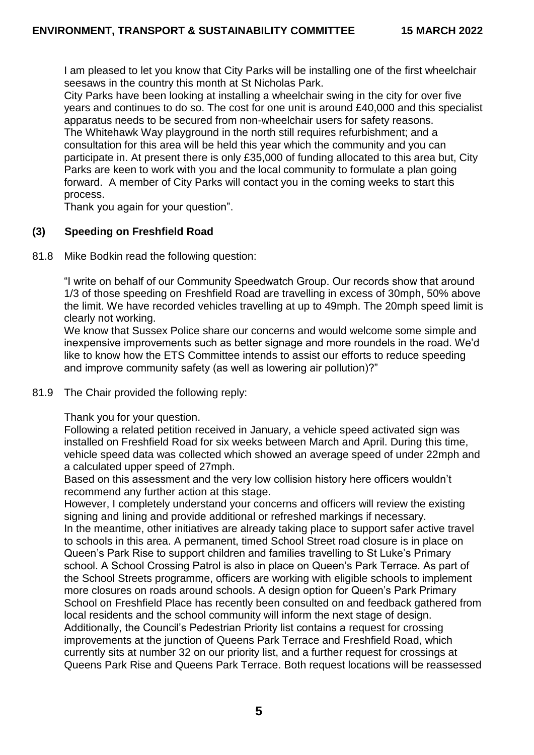I am pleased to let you know that City Parks will be installing one of the first wheelchair seesaws in the country this month at St Nicholas Park.

City Parks have been looking at installing a wheelchair swing in the city for over five years and continues to do so. The cost for one unit is around £40,000 and this specialist apparatus needs to be secured from non-wheelchair users for safety reasons.

The Whitehawk Way playground in the north still requires refurbishment; and a consultation for this area will be held this year which the community and you can participate in. At present there is only £35,000 of funding allocated to this area but, City Parks are keen to work with you and the local community to formulate a plan going forward. A member of City Parks will contact you in the coming weeks to start this process.

Thank you again for your question".

### (3) Speeding on Freshfield Road

81.8 Mike Bodkin read the following question:

"I write on behalf of our Community Speedwatch Group. Our records show that around 1/3 of those speeding on Freshfield Road are travelling in excess of 30mph, 50% above the limit. We have recorded vehicles travelling at up to 49mph. The 20mph speed limit is clearly not working.

We know that Sussex Police share our concerns and would welcome some simple and inexpensive improvements such as better signage and more roundels in the road. We'd like to know how the ETS Committee intends to assist our efforts to reduce speeding and improve community safety (as well as lowering air pollution)?"

81.9 The Chair provided the following reply:

Thank you for your question.

Following a related petition received in January, a vehicle speed activated sign was installed on Freshfield Road for six weeks between March and April. During this time, vehicle speed data was collected which showed an average speed of under 22mph and a calculated upper speed of 27mph.

Based on this assessment and the very low collision history here officers wouldn't recommend any further action at this stage.

However, I completely understand your concerns and officers will review the existing signing and lining and provide additional or refreshed markings if necessary.

In the meantime, other initiatives are already taking place to support safer active travel to schools in this area. A permanent, timed School Street road closure is in place on Queen's Park Rise to support children and families travelling to St Luke's Primary school. A School Crossing Patrol is also in place on Queen's Park Terrace. As part of the School Streets programme, officers are working with eligible schools to implement more closures on roads around schools. A design option for Queen's Park Primary School on Freshfield Place has recently been consulted on and feedback gathered from local residents and the school community will inform the next stage of design.

Additionally, the Council's Pedestrian Priority list contains a request for crossing improvements at the junction of Queens Park Terrace and Freshfield Road, which currently sits at number 32 on our priority list, and a further request for crossings at Queens Park Rise and Queens Park Terrace. Both request locations will be reassessed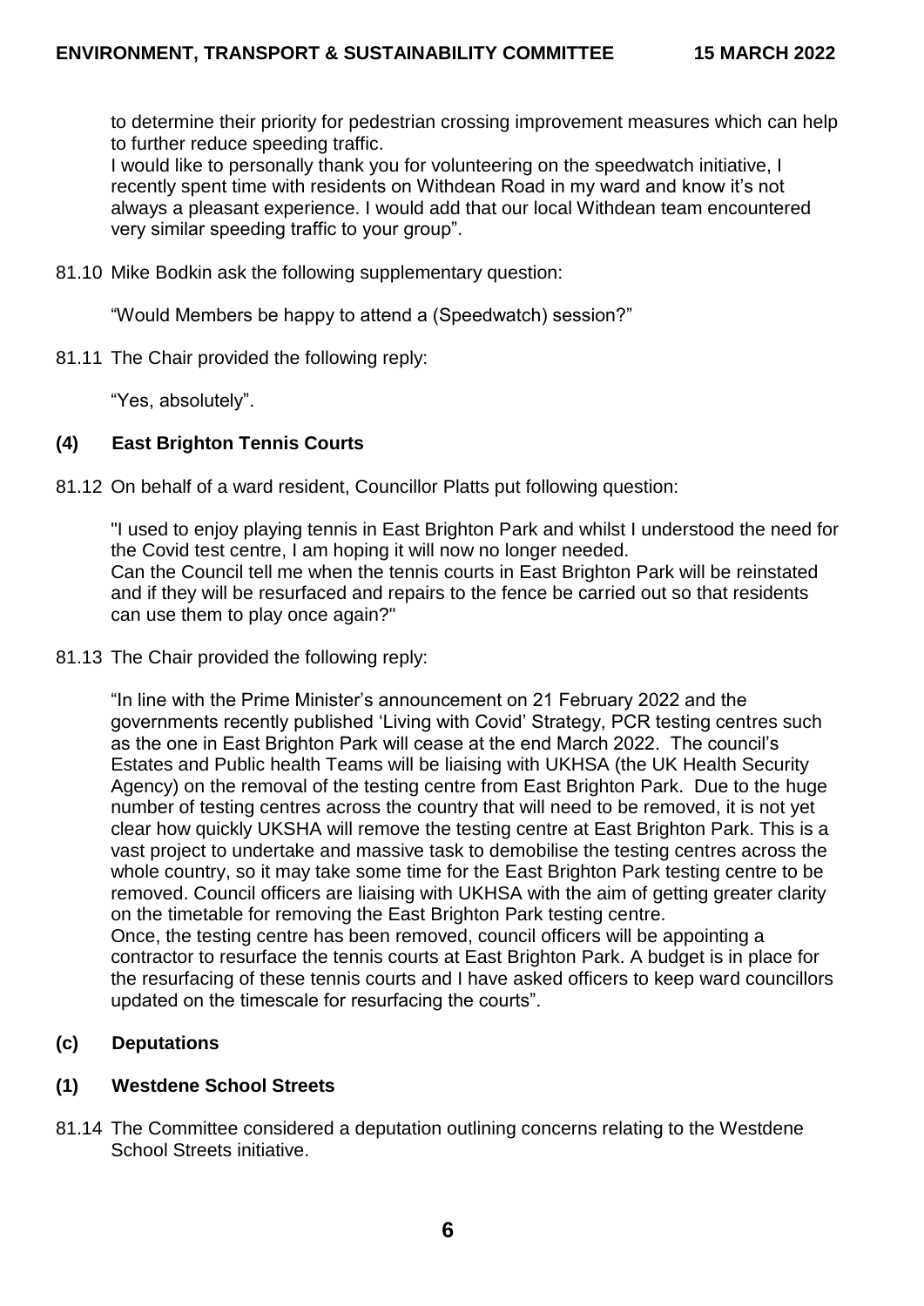to determine their priority for pedestrian crossing improvement measures which can help to further reduce speeding traffic.
I would like to personally thank you for volunteering on the speedwatch initiative, I recently spent time with residents on Withdean Road in my ward and know it's not always a pleasant experience. I would add that our local Withdean team encountered very similar speeding traffic to your group".

81.10 Mike Bodkin ask the following supplementary question:

"Would Members be happy to attend a (Speedwatch) session?"

81.11 The Chair provided the following reply:

"Yes, absolutely".

### (4) East Brighton Tennis Courts

81.12 On behalf of a ward resident, Councillor Platts put following question:

"I used to enjoy playing tennis in East Brighton Park and whilst I understood the need for the Covid test centre, I am hoping it will now no longer needed.
Can the Council tell me when the tennis courts in East Brighton Park will be reinstated and if they will be resurfaced and repairs to the fence be carried out so that residents can use them to play once again?"

81.13 The Chair provided the following reply:

"In line with the Prime Minister's announcement on 21 February 2022 and the governments recently published 'Living with Covid' Strategy, PCR testing centres such as the one in East Brighton Park will cease at the end March 2022. The council's Estates and Public health Teams will be liaising with UKHSA (the UK Health Security Agency) on the removal of the testing centre from East Brighton Park. Due to the huge number of testing centres across the country that will need to be removed, it is not yet clear how quickly UKSHA will remove the testing centre at East Brighton Park. This is a vast project to undertake and massive task to demobilise the testing centres across the whole country, so it may take some time for the East Brighton Park testing centre to be removed. Council officers are liaising with UKHSA with the aim of getting greater clarity on the timetable for removing the East Brighton Park testing centre.
Once, the testing centre has been removed, council officers will be appointing a contractor to resurface the tennis courts at East Brighton Park. A budget is in place for the resurfacing of these tennis courts and I have asked officers to keep ward councillors updated on the timescale for resurfacing the courts".

### (c) Deputations

### (1) Westdene School Streets

81.14 The Committee considered a deputation outlining concerns relating to the Westdene School Streets initiative.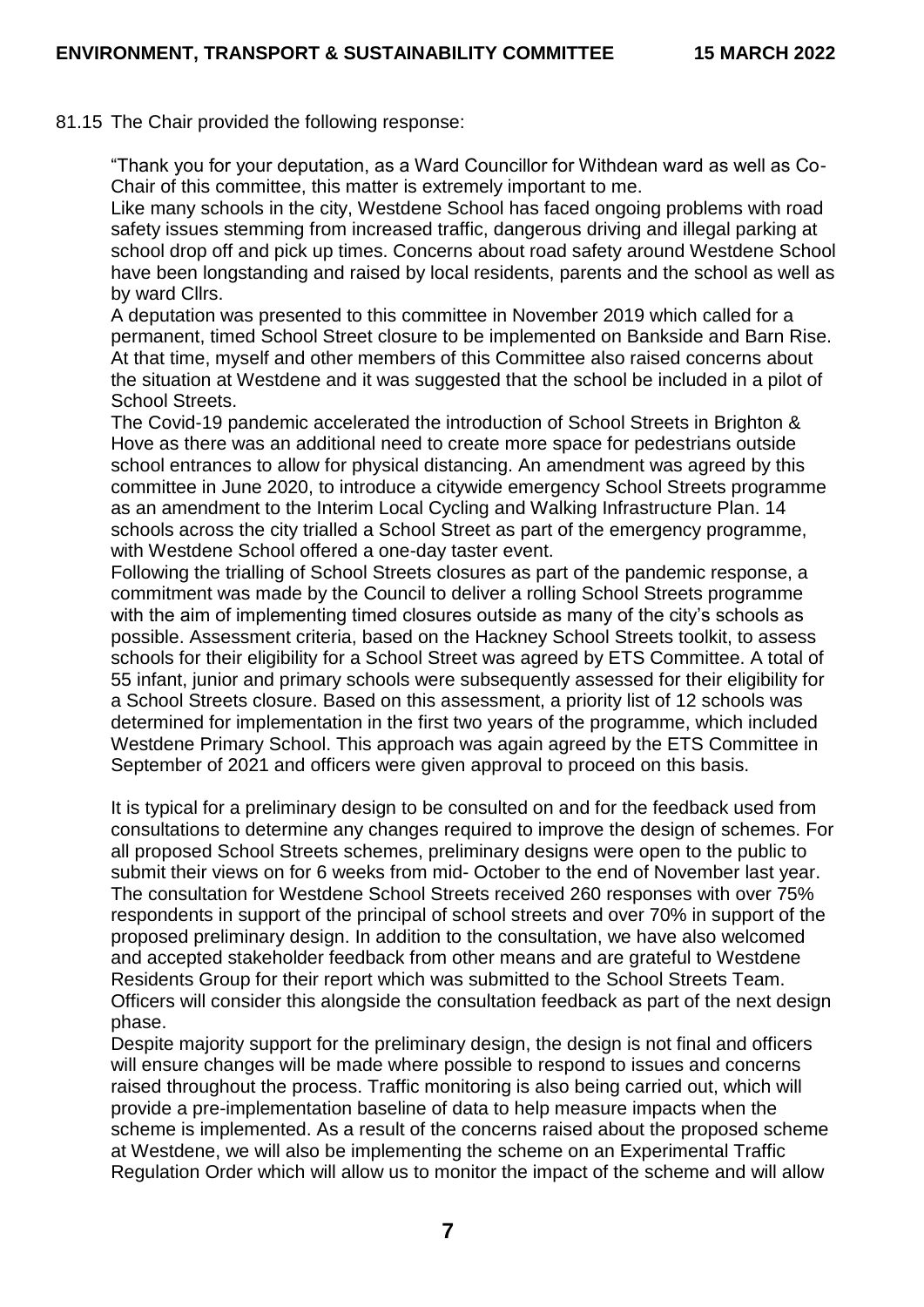81.15 The Chair provided the following response:

"Thank you for your deputation, as a Ward Councillor for Withdean ward as well as Co-Chair of this committee, this matter is extremely important to me.

Like many schools in the city, Westdene School has faced ongoing problems with road safety issues stemming from increased traffic, dangerous driving and illegal parking at school drop off and pick up times. Concerns about road safety around Westdene School have been longstanding and raised by local residents, parents and the school as well as by ward Cllrs.

A deputation was presented to this committee in November 2019 which called for a permanent, timed School Street closure to be implemented on Bankside and Barn Rise. At that time, myself and other members of this Committee also raised concerns about the situation at Westdene and it was suggested that the school be included in a pilot of School Streets.

The Covid-19 pandemic accelerated the introduction of School Streets in Brighton & Hove as there was an additional need to create more space for pedestrians outside school entrances to allow for physical distancing. An amendment was agreed by this committee in June 2020, to introduce a citywide emergency School Streets programme as an amendment to the Interim Local Cycling and Walking Infrastructure Plan. 14 schools across the city trialled a School Street as part of the emergency programme, with Westdene School offered a one-day taster event.

Following the trialling of School Streets closures as part of the pandemic response, a commitment was made by the Council to deliver a rolling School Streets programme with the aim of implementing timed closures outside as many of the city's schools as possible. Assessment criteria, based on the Hackney School Streets toolkit, to assess schools for their eligibility for a School Street was agreed by ETS Committee. A total of 55 infant, junior and primary schools were subsequently assessed for their eligibility for a School Streets closure. Based on this assessment, a priority list of 12 schools was determined for implementation in the first two years of the programme, which included Westdene Primary School. This approach was again agreed by the ETS Committee in September of 2021 and officers were given approval to proceed on this basis.

It is typical for a preliminary design to be consulted on and for the feedback used from consultations to determine any changes required to improve the design of schemes. For all proposed School Streets schemes, preliminary designs were open to the public to submit their views on for 6 weeks from mid- October to the end of November last year. The consultation for Westdene School Streets received 260 responses with over 75% respondents in support of the principal of school streets and over 70% in support of the proposed preliminary design. In addition to the consultation, we have also welcomed and accepted stakeholder feedback from other means and are grateful to Westdene Residents Group for their report which was submitted to the School Streets Team. Officers will consider this alongside the consultation feedback as part of the next design phase.

Despite majority support for the preliminary design, the design is not final and officers will ensure changes will be made where possible to respond to issues and concerns raised throughout the process. Traffic monitoring is also being carried out, which will provide a pre-implementation baseline of data to help measure impacts when the scheme is implemented. As a result of the concerns raised about the proposed scheme at Westdene, we will also be implementing the scheme on an Experimental Traffic Regulation Order which will allow us to monitor the impact of the scheme and will allow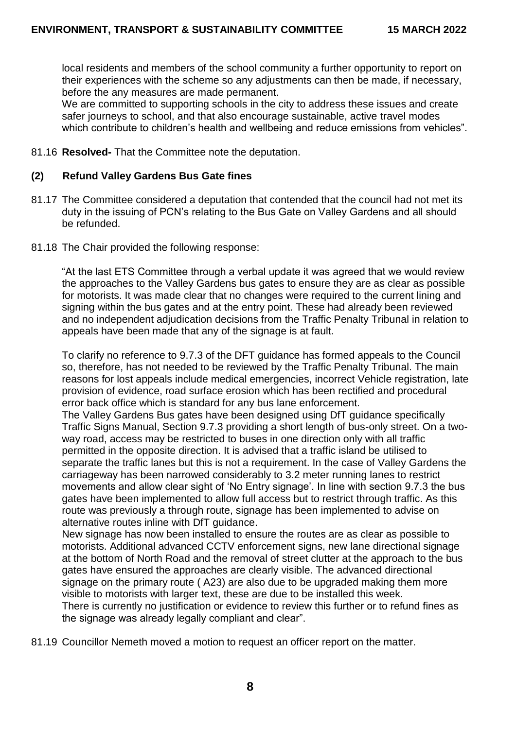local residents and members of the school community a further opportunity to report on their experiences with the scheme so any adjustments can then be made, if necessary, before the any measures are made permanent.

We are committed to supporting schools in the city to address these issues and create safer journeys to school, and that also encourage sustainable, active travel modes which contribute to children's health and wellbeing and reduce emissions from vehicles".

81.16 **Resolved-** That the Committee note the deputation.

### (2) Refund Valley Gardens Bus Gate fines

81.17 The Committee considered a deputation that contended that the council had not met its duty in the issuing of PCN's relating to the Bus Gate on Valley Gardens and all should be refunded.

81.18 The Chair provided the following response:

"At the last ETS Committee through a verbal update it was agreed that we would review the approaches to the Valley Gardens bus gates to ensure they are as clear as possible for motorists. It was made clear that no changes were required to the current lining and signing within the bus gates and at the entry point. These had already been reviewed and no independent adjudication decisions from the Traffic Penalty Tribunal in relation to appeals have been made that any of the signage is at fault.

To clarify no reference to 9.7.3 of the DFT guidance has formed appeals to the Council so, therefore, has not needed to be reviewed by the Traffic Penalty Tribunal. The main reasons for lost appeals include medical emergencies, incorrect Vehicle registration, late provision of evidence, road surface erosion which has been rectified and procedural error back office which is standard for any bus lane enforcement.

The Valley Gardens Bus gates have been designed using DfT guidance specifically Traffic Signs Manual, Section 9.7.3 providing a short length of bus-only street. On a two-way road, access may be restricted to buses in one direction only with all traffic permitted in the opposite direction. It is advised that a traffic island be utilised to separate the traffic lanes but this is not a requirement. In the case of Valley Gardens the carriageway has been narrowed considerably to 3.2 meter running lanes to restrict movements and allow clear sight of 'No Entry signage'. In line with section 9.7.3 the bus gates have been implemented to allow full access but to restrict through traffic. As this route was previously a through route, signage has been implemented to advise on alternative routes inline with DfT guidance.

New signage has now been installed to ensure the routes are as clear as possible to motorists. Additional advanced CCTV enforcement signs, new lane directional signage at the bottom of North Road and the removal of street clutter at the approach to the bus gates have ensured the approaches are clearly visible. The advanced directional signage on the primary route ( A23) are also due to be upgraded making them more visible to motorists with larger text, these are due to be installed this week.

There is currently no justification or evidence to review this further or to refund fines as the signage was already legally compliant and clear".

81.19 Councillor Nemeth moved a motion to request an officer report on the matter.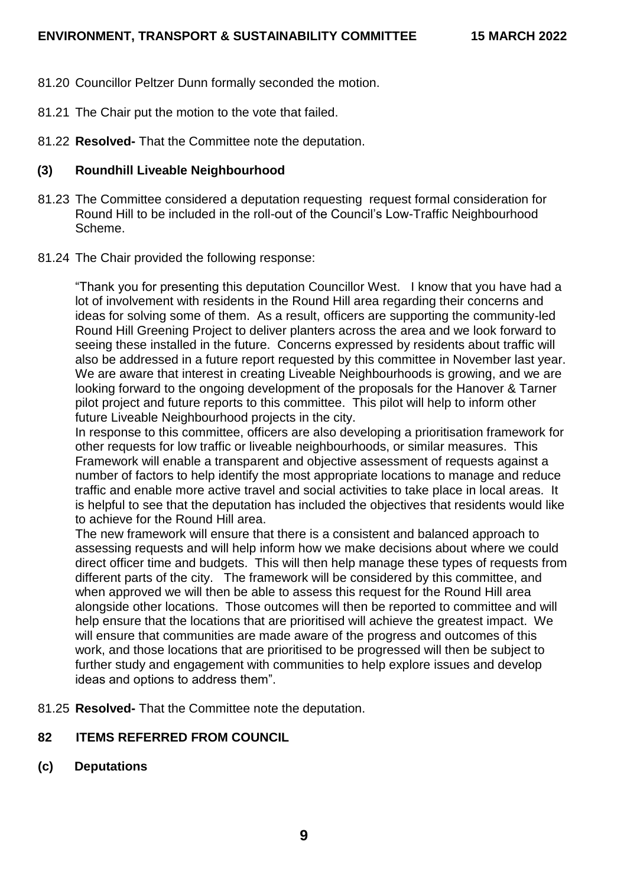81.20 Councillor Peltzer Dunn formally seconded the motion.

81.21 The Chair put the motion to the vote that failed.

81.22 **Resolved-** That the Committee note the deputation.

### (3) Roundhill Liveable Neighbourhood

81.23 The Committee considered a deputation requesting request formal consideration for Round Hill to be included in the roll-out of the Council's Low-Traffic Neighbourhood Scheme.

81.24 The Chair provided the following response:

"Thank you for presenting this deputation Councillor West. I know that you have had a lot of involvement with residents in the Round Hill area regarding their concerns and ideas for solving some of them. As a result, officers are supporting the community-led Round Hill Greening Project to deliver planters across the area and we look forward to seeing these installed in the future. Concerns expressed by residents about traffic will also be addressed in a future report requested by this committee in November last year. We are aware that interest in creating Liveable Neighbourhoods is growing, and we are looking forward to the ongoing development of the proposals for the Hanover & Tarner pilot project and future reports to this committee. This pilot will help to inform other future Liveable Neighbourhood projects in the city.

In response to this committee, officers are also developing a prioritisation framework for other requests for low traffic or liveable neighbourhoods, or similar measures. This Framework will enable a transparent and objective assessment of requests against a number of factors to help identify the most appropriate locations to manage and reduce traffic and enable more active travel and social activities to take place in local areas. It is helpful to see that the deputation has included the objectives that residents would like to achieve for the Round Hill area.

The new framework will ensure that there is a consistent and balanced approach to assessing requests and will help inform how we make decisions about where we could direct officer time and budgets. This will then help manage these types of requests from different parts of the city. The framework will be considered by this committee, and when approved we will then be able to assess this request for the Round Hill area alongside other locations. Those outcomes will then be reported to committee and will help ensure that the locations that are prioritised will achieve the greatest impact. We will ensure that communities are made aware of the progress and outcomes of this work, and those locations that are prioritised to be progressed will then be subject to further study and engagement with communities to help explore issues and develop ideas and options to address them".

81.25 **Resolved-** That the Committee note the deputation.

## 82 ITEMS REFERRED FROM COUNCIL

### (c) Deputations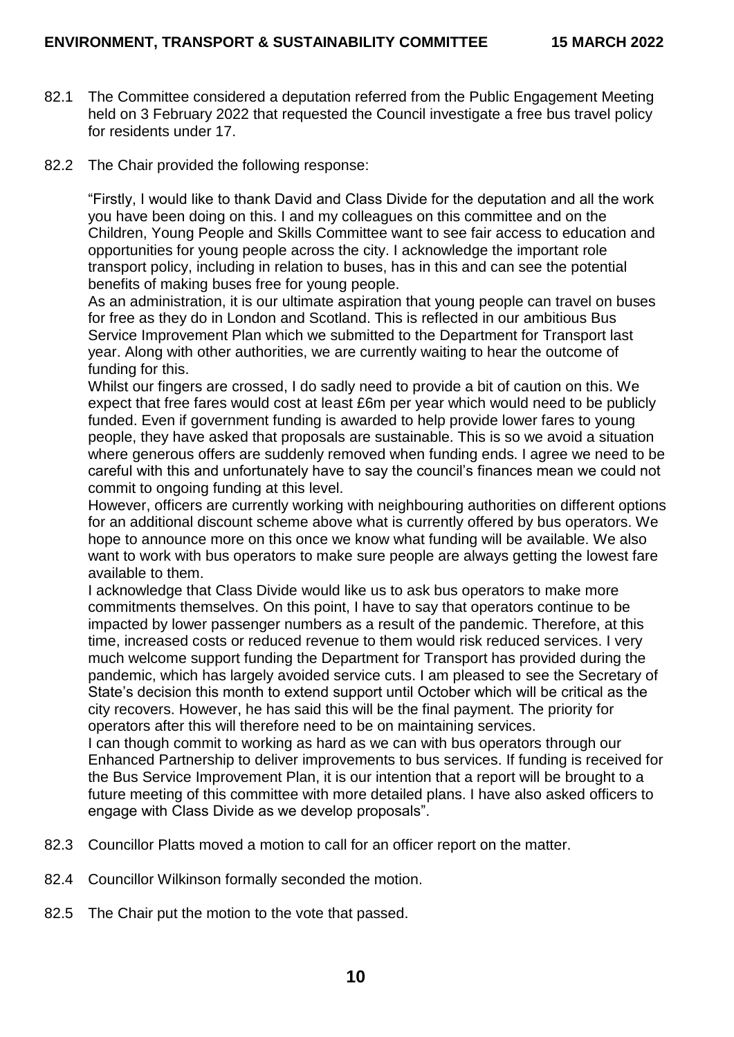82.1 The Committee considered a deputation referred from the Public Engagement Meeting held on 3 February 2022 that requested the Council investigate a free bus travel policy for residents under 17.

82.2 The Chair provided the following response:

"Firstly, I would like to thank David and Class Divide for the deputation and all the work you have been doing on this. I and my colleagues on this committee and on the Children, Young People and Skills Committee want to see fair access to education and opportunities for young people across the city. I acknowledge the important role transport policy, including in relation to buses, has in this and can see the potential benefits of making buses free for young people.

As an administration, it is our ultimate aspiration that young people can travel on buses for free as they do in London and Scotland. This is reflected in our ambitious Bus Service Improvement Plan which we submitted to the Department for Transport last year. Along with other authorities, we are currently waiting to hear the outcome of funding for this.

Whilst our fingers are crossed, I do sadly need to provide a bit of caution on this. We expect that free fares would cost at least £6m per year which would need to be publicly funded. Even if government funding is awarded to help provide lower fares to young people, they have asked that proposals are sustainable. This is so we avoid a situation where generous offers are suddenly removed when funding ends. I agree we need to be careful with this and unfortunately have to say the council's finances mean we could not commit to ongoing funding at this level.

However, officers are currently working with neighbouring authorities on different options for an additional discount scheme above what is currently offered by bus operators. We hope to announce more on this once we know what funding will be available. We also want to work with bus operators to make sure people are always getting the lowest fare available to them.

I acknowledge that Class Divide would like us to ask bus operators to make more commitments themselves. On this point, I have to say that operators continue to be impacted by lower passenger numbers as a result of the pandemic. Therefore, at this time, increased costs or reduced revenue to them would risk reduced services. I very much welcome support funding the Department for Transport has provided during the pandemic, which has largely avoided service cuts. I am pleased to see the Secretary of State's decision this month to extend support until October which will be critical as the city recovers. However, he has said this will be the final payment. The priority for operators after this will therefore need to be on maintaining services.

I can though commit to working as hard as we can with bus operators through our Enhanced Partnership to deliver improvements to bus services. If funding is received for the Bus Service Improvement Plan, it is our intention that a report will be brought to a future meeting of this committee with more detailed plans. I have also asked officers to engage with Class Divide as we develop proposals".

82.3 Councillor Platts moved a motion to call for an officer report on the matter.

82.4 Councillor Wilkinson formally seconded the motion.

82.5 The Chair put the motion to the vote that passed.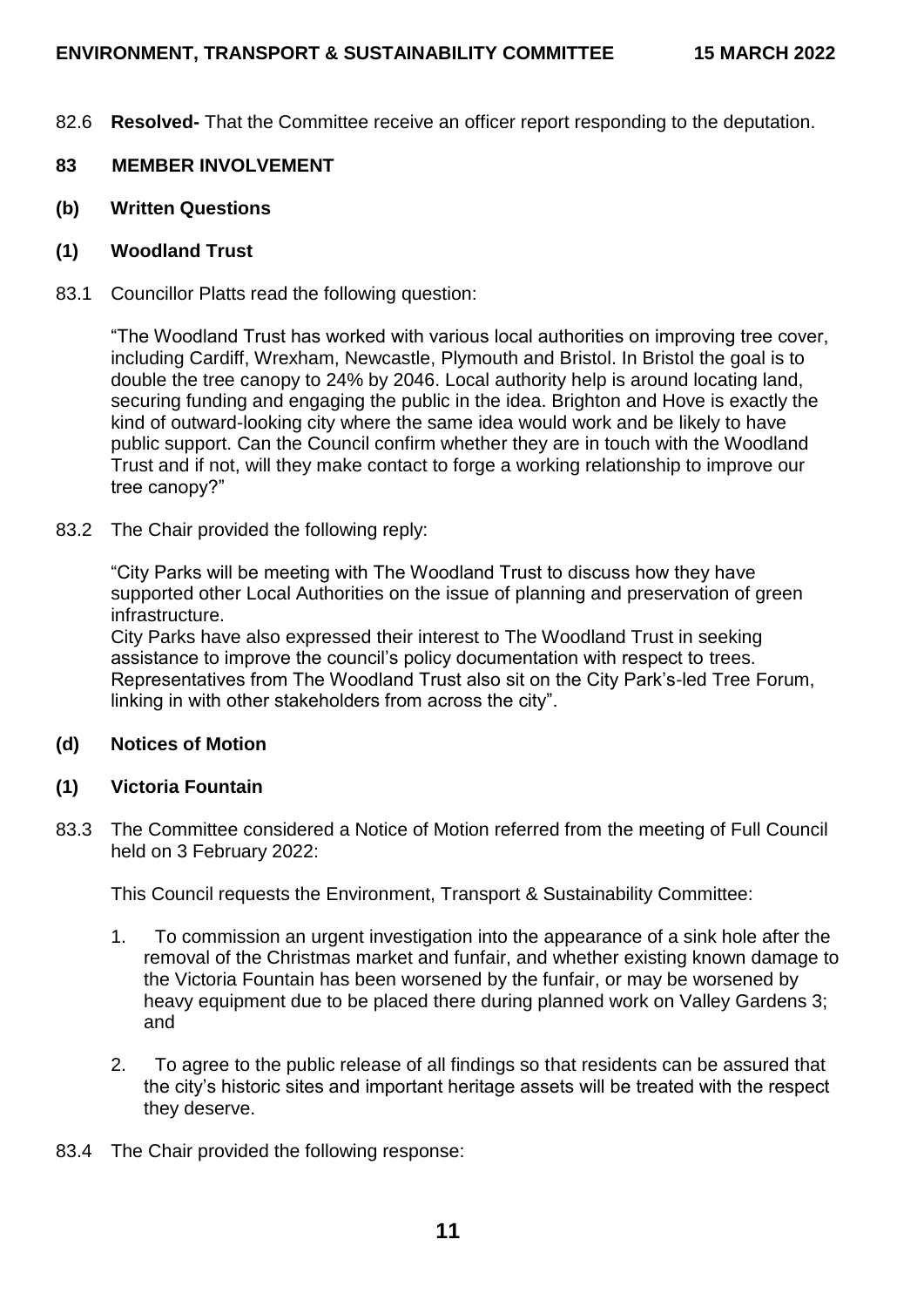82.6 **Resolved-** That the Committee receive an officer report responding to the deputation.

## 83 MEMBER INVOLVEMENT

### (b) Written Questions

### (1) Woodland Trust

83.1 Councillor Platts read the following question:

"The Woodland Trust has worked with various local authorities on improving tree cover, including Cardiff, Wrexham, Newcastle, Plymouth and Bristol. In Bristol the goal is to double the tree canopy to 24% by 2046. Local authority help is around locating land, securing funding and engaging the public in the idea. Brighton and Hove is exactly the kind of outward-looking city where the same idea would work and be likely to have public support. Can the Council confirm whether they are in touch with the Woodland Trust and if not, will they make contact to forge a working relationship to improve our tree canopy?"

83.2 The Chair provided the following reply:

"City Parks will be meeting with The Woodland Trust to discuss how they have supported other Local Authorities on the issue of planning and preservation of green infrastructure.
City Parks have also expressed their interest to The Woodland Trust in seeking assistance to improve the council's policy documentation with respect to trees. Representatives from The Woodland Trust also sit on the City Park's-led Tree Forum, linking in with other stakeholders from across the city".

### (d) Notices of Motion

### (1) Victoria Fountain

83.3 The Committee considered a Notice of Motion referred from the meeting of Full Council held on 3 February 2022:

This Council requests the Environment, Transport & Sustainability Committee:

1. To commission an urgent investigation into the appearance of a sink hole after the removal of the Christmas market and funfair, and whether existing known damage to the Victoria Fountain has been worsened by the funfair, or may be worsened by heavy equipment due to be placed there during planned work on Valley Gardens 3; and

2. To agree to the public release of all findings so that residents can be assured that the city's historic sites and important heritage assets will be treated with the respect they deserve.

83.4 The Chair provided the following response: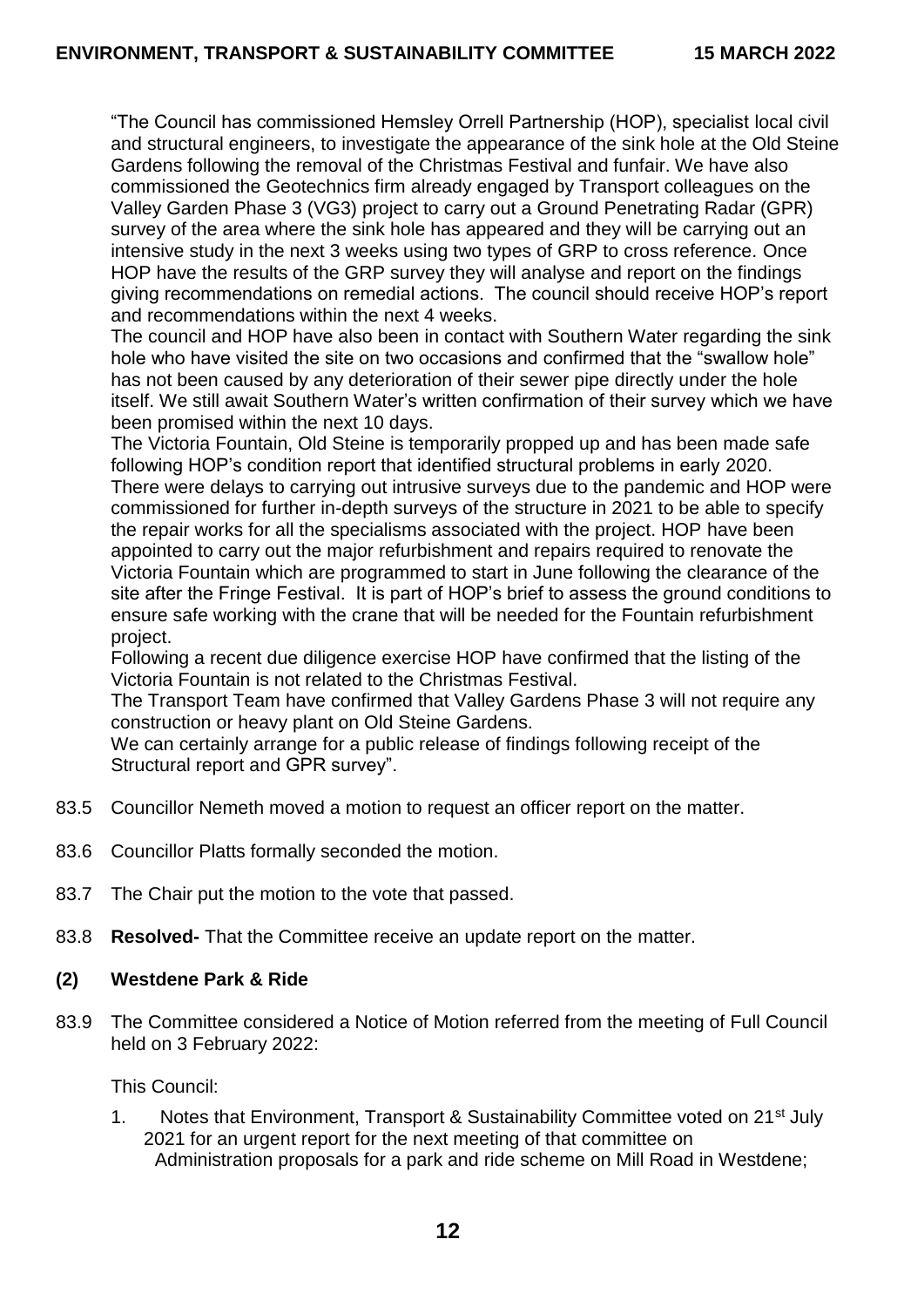"The Council has commissioned Hemsley Orrell Partnership (HOP), specialist local civil and structural engineers, to investigate the appearance of the sink hole at the Old Steine Gardens following the removal of the Christmas Festival and funfair. We have also commissioned the Geotechnics firm already engaged by Transport colleagues on the Valley Garden Phase 3 (VG3) project to carry out a Ground Penetrating Radar (GPR) survey of the area where the sink hole has appeared and they will be carrying out an intensive study in the next 3 weeks using two types of GRP to cross reference. Once HOP have the results of the GRP survey they will analyse and report on the findings giving recommendations on remedial actions. The council should receive HOP's report and recommendations within the next 4 weeks.

The council and HOP have also been in contact with Southern Water regarding the sink hole who have visited the site on two occasions and confirmed that the "swallow hole" has not been caused by any deterioration of their sewer pipe directly under the hole itself. We still await Southern Water's written confirmation of their survey which we have been promised within the next 10 days.

The Victoria Fountain, Old Steine is temporarily propped up and has been made safe following HOP's condition report that identified structural problems in early 2020. There were delays to carrying out intrusive surveys due to the pandemic and HOP were commissioned for further in-depth surveys of the structure in 2021 to be able to specify the repair works for all the specialisms associated with the project. HOP have been appointed to carry out the major refurbishment and repairs required to renovate the Victoria Fountain which are programmed to start in June following the clearance of the site after the Fringe Festival. It is part of HOP's brief to assess the ground conditions to ensure safe working with the crane that will be needed for the Fountain refurbishment project.

Following a recent due diligence exercise HOP have confirmed that the listing of the Victoria Fountain is not related to the Christmas Festival.

The Transport Team have confirmed that Valley Gardens Phase 3 will not require any construction or heavy plant on Old Steine Gardens.

We can certainly arrange for a public release of findings following receipt of the Structural report and GPR survey".

83.5 Councillor Nemeth moved a motion to request an officer report on the matter.

83.6 Councillor Platts formally seconded the motion.

83.7 The Chair put the motion to the vote that passed.

83.8 **Resolved-** That the Committee receive an update report on the matter.

### (2) Westdene Park & Ride

83.9 The Committee considered a Notice of Motion referred from the meeting of Full Council held on 3 February 2022:

This Council:

1. Notes that Environment, Transport & Sustainability Committee voted on 21st July 2021 for an urgent report for the next meeting of that committee on Administration proposals for a park and ride scheme on Mill Road in Westdene;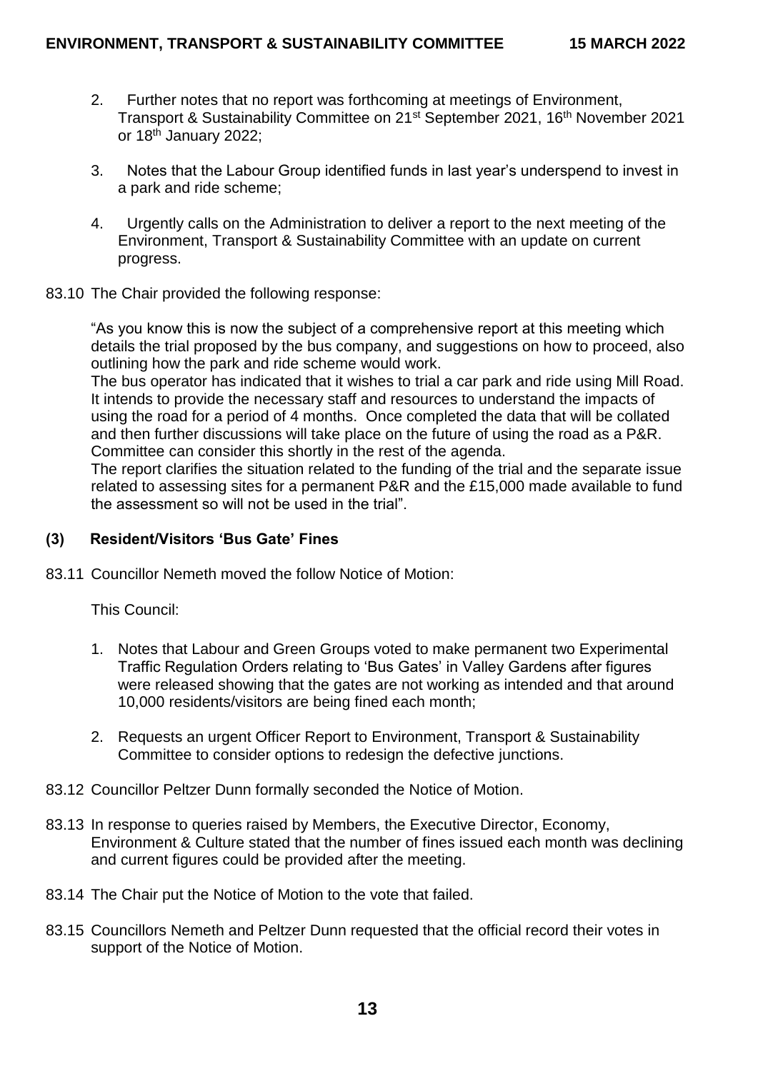2. Further notes that no report was forthcoming at meetings of Environment, Transport & Sustainability Committee on 21st September 2021, 16th November 2021 or 18th January 2022;

3. Notes that the Labour Group identified funds in last year's underspend to invest in a park and ride scheme;

4. Urgently calls on the Administration to deliver a report to the next meeting of the Environment, Transport & Sustainability Committee with an update on current progress.

83.10 The Chair provided the following response:

"As you know this is now the subject of a comprehensive report at this meeting which details the trial proposed by the bus company, and suggestions on how to proceed, also outlining how the park and ride scheme would work.
The bus operator has indicated that it wishes to trial a car park and ride using Mill Road. It intends to provide the necessary staff and resources to understand the impacts of using the road for a period of 4 months. Once completed the data that will be collated and then further discussions will take place on the future of using the road as a P&R. Committee can consider this shortly in the rest of the agenda.
The report clarifies the situation related to the funding of the trial and the separate issue related to assessing sites for a permanent P&R and the £15,000 made available to fund the assessment so will not be used in the trial".

### (3) Resident/Visitors 'Bus Gate' Fines

83.11 Councillor Nemeth moved the follow Notice of Motion:

This Council:

1. Notes that Labour and Green Groups voted to make permanent two Experimental Traffic Regulation Orders relating to 'Bus Gates' in Valley Gardens after figures were released showing that the gates are not working as intended and that around 10,000 residents/visitors are being fined each month;

2. Requests an urgent Officer Report to Environment, Transport & Sustainability Committee to consider options to redesign the defective junctions.

83.12 Councillor Peltzer Dunn formally seconded the Notice of Motion.

83.13 In response to queries raised by Members, the Executive Director, Economy, Environment & Culture stated that the number of fines issued each month was declining and current figures could be provided after the meeting.

83.14 The Chair put the Notice of Motion to the vote that failed.

83.15 Councillors Nemeth and Peltzer Dunn requested that the official record their votes in support of the Notice of Motion.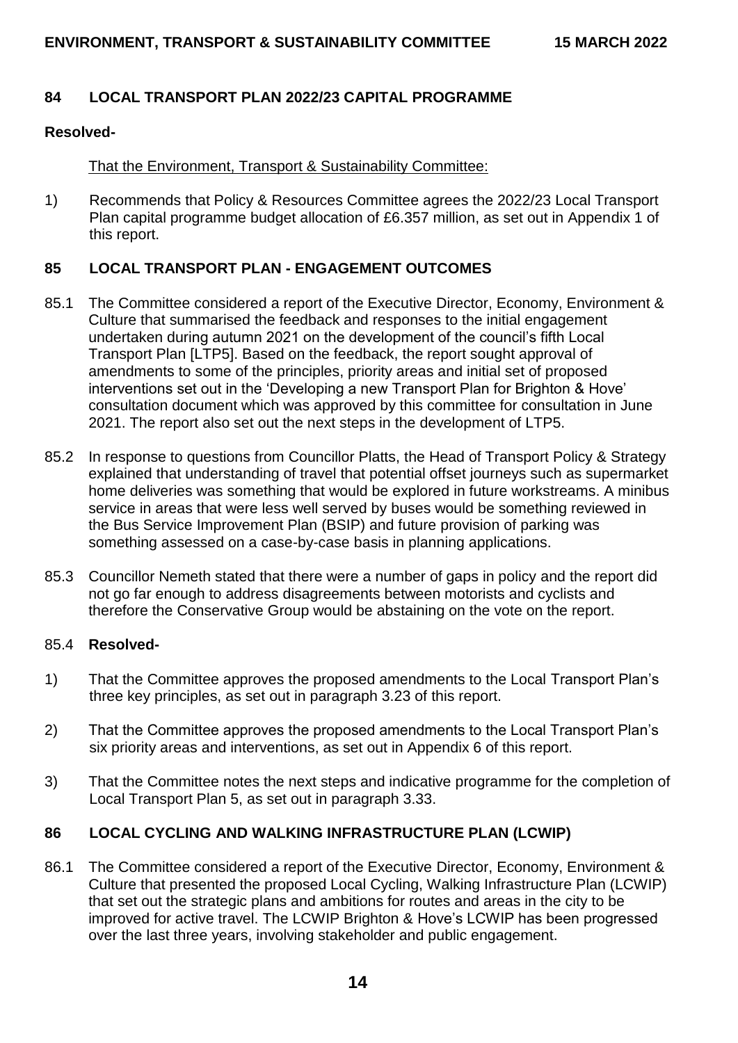## 84 LOCAL TRANSPORT PLAN 2022/23 CAPITAL PROGRAMME

**Resolved-**

That the Environment, Transport & Sustainability Committee:

1) Recommends that Policy & Resources Committee agrees the 2022/23 Local Transport Plan capital programme budget allocation of £6.357 million, as set out in Appendix 1 of this report.

## 85 LOCAL TRANSPORT PLAN - ENGAGEMENT OUTCOMES

85.1 The Committee considered a report of the Executive Director, Economy, Environment & Culture that summarised the feedback and responses to the initial engagement undertaken during autumn 2021 on the development of the council's fifth Local Transport Plan [LTP5]. Based on the feedback, the report sought approval of amendments to some of the principles, priority areas and initial set of proposed interventions set out in the 'Developing a new Transport Plan for Brighton & Hove' consultation document which was approved by this committee for consultation in June 2021. The report also set out the next steps in the development of LTP5.

85.2 In response to questions from Councillor Platts, the Head of Transport Policy & Strategy explained that understanding of travel that potential offset journeys such as supermarket home deliveries was something that would be explored in future workstreams. A minibus service in areas that were less well served by buses would be something reviewed in the Bus Service Improvement Plan (BSIP) and future provision of parking was something assessed on a case-by-case basis in planning applications.

85.3 Councillor Nemeth stated that there were a number of gaps in policy and the report did not go far enough to address disagreements between motorists and cyclists and therefore the Conservative Group would be abstaining on the vote on the report.

85.4 **Resolved-**

1) That the Committee approves the proposed amendments to the Local Transport Plan's three key principles, as set out in paragraph 3.23 of this report.

2) That the Committee approves the proposed amendments to the Local Transport Plan's six priority areas and interventions, as set out in Appendix 6 of this report.

3) That the Committee notes the next steps and indicative programme for the completion of Local Transport Plan 5, as set out in paragraph 3.33.

## 86 LOCAL CYCLING AND WALKING INFRASTRUCTURE PLAN (LCWIP)

86.1 The Committee considered a report of the Executive Director, Economy, Environment & Culture that presented the proposed Local Cycling, Walking Infrastructure Plan (LCWIP) that set out the strategic plans and ambitions for routes and areas in the city to be improved for active travel. The LCWIP Brighton & Hove's LCWIP has been progressed over the last three years, involving stakeholder and public engagement.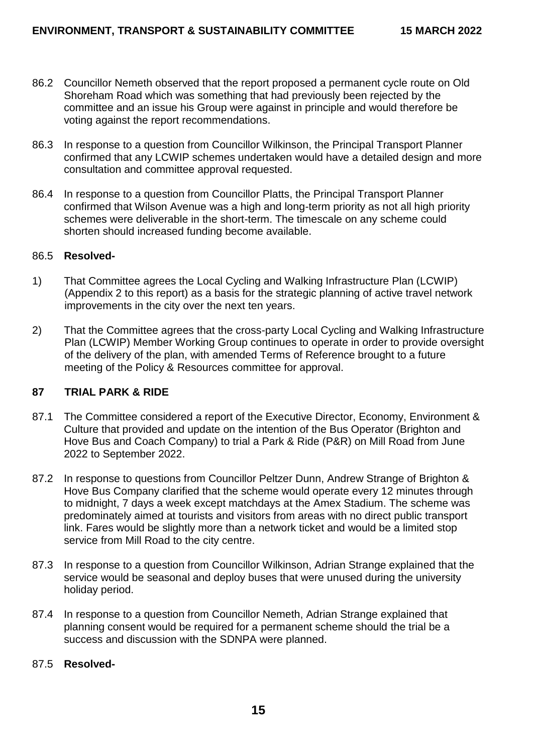86.2 Councillor Nemeth observed that the report proposed a permanent cycle route on Old Shoreham Road which was something that had previously been rejected by the committee and an issue his Group were against in principle and would therefore be voting against the report recommendations.

86.3 In response to a question from Councillor Wilkinson, the Principal Transport Planner confirmed that any LCWIP schemes undertaken would have a detailed design and more consultation and committee approval requested.

86.4 In response to a question from Councillor Platts, the Principal Transport Planner confirmed that Wilson Avenue was a high and long-term priority as not all high priority schemes were deliverable in the short-term. The timescale on any scheme could shorten should increased funding become available.

86.5 **Resolved-**

1) That Committee agrees the Local Cycling and Walking Infrastructure Plan (LCWIP) (Appendix 2 to this report) as a basis for the strategic planning of active travel network improvements in the city over the next ten years.

2) That the Committee agrees that the cross-party Local Cycling and Walking Infrastructure Plan (LCWIP) Member Working Group continues to operate in order to provide oversight of the delivery of the plan, with amended Terms of Reference brought to a future meeting of the Policy & Resources committee for approval.

## 87 TRIAL PARK & RIDE

87.1 The Committee considered a report of the Executive Director, Economy, Environment & Culture that provided and update on the intention of the Bus Operator (Brighton and Hove Bus and Coach Company) to trial a Park & Ride (P&R) on Mill Road from June 2022 to September 2022.

87.2 In response to questions from Councillor Peltzer Dunn, Andrew Strange of Brighton & Hove Bus Company clarified that the scheme would operate every 12 minutes through to midnight, 7 days a week except matchdays at the Amex Stadium. The scheme was predominately aimed at tourists and visitors from areas with no direct public transport link. Fares would be slightly more than a network ticket and would be a limited stop service from Mill Road to the city centre.

87.3 In response to a question from Councillor Wilkinson, Adrian Strange explained that the service would be seasonal and deploy buses that were unused during the university holiday period.

87.4 In response to a question from Councillor Nemeth, Adrian Strange explained that planning consent would be required for a permanent scheme should the trial be a success and discussion with the SDNPA were planned.

87.5 **Resolved-**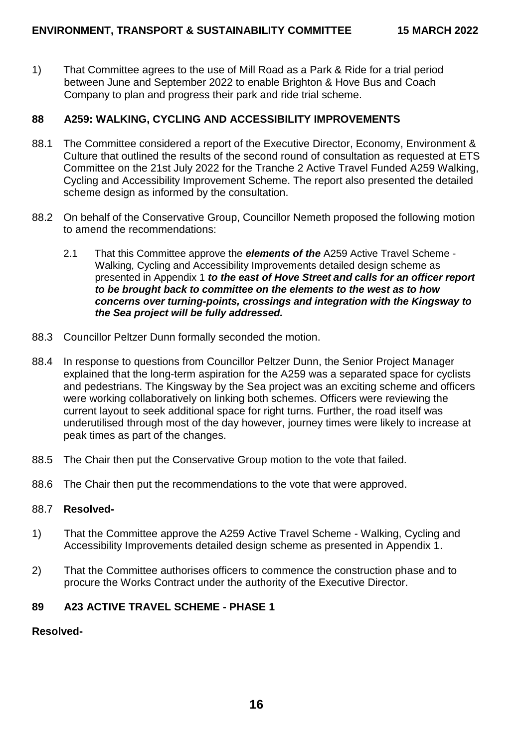1) That Committee agrees to the use of Mill Road as a Park & Ride for a trial period between June and September 2022 to enable Brighton & Hove Bus and Coach Company to plan and progress their park and ride trial scheme.

## 88 A259: WALKING, CYCLING AND ACCESSIBILITY IMPROVEMENTS

88.1 The Committee considered a report of the Executive Director, Economy, Environment & Culture that outlined the results of the second round of consultation as requested at ETS Committee on the 21st July 2022 for the Tranche 2 Active Travel Funded A259 Walking, Cycling and Accessibility Improvement Scheme. The report also presented the detailed scheme design as informed by the consultation.

88.2 On behalf of the Conservative Group, Councillor Nemeth proposed the following motion to amend the recommendations:

> 2.1 That this Committee approve the ***elements of the*** A259 Active Travel Scheme - Walking, Cycling and Accessibility Improvements detailed design scheme as presented in Appendix 1 ***to the east of Hove Street and calls for an officer report to be brought back to committee on the elements to the west as to how concerns over turning-points, crossings and integration with the Kingsway to the Sea project will be fully addressed.***

88.3 Councillor Peltzer Dunn formally seconded the motion.

88.4 In response to questions from Councillor Peltzer Dunn, the Senior Project Manager explained that the long-term aspiration for the A259 was a separated space for cyclists and pedestrians. The Kingsway by the Sea project was an exciting scheme and officers were working collaboratively on linking both schemes. Officers were reviewing the current layout to seek additional space for right turns. Further, the road itself was underutilised through most of the day however, journey times were likely to increase at peak times as part of the changes.

88.5 The Chair then put the Conservative Group motion to the vote that failed.

88.6 The Chair then put the recommendations to the vote that were approved.

88.7 **Resolved-**

1) That the Committee approve the A259 Active Travel Scheme - Walking, Cycling and Accessibility Improvements detailed design scheme as presented in Appendix 1.

2) That the Committee authorises officers to commence the construction phase and to procure the Works Contract under the authority of the Executive Director.

## 89 A23 ACTIVE TRAVEL SCHEME - PHASE 1

**Resolved-**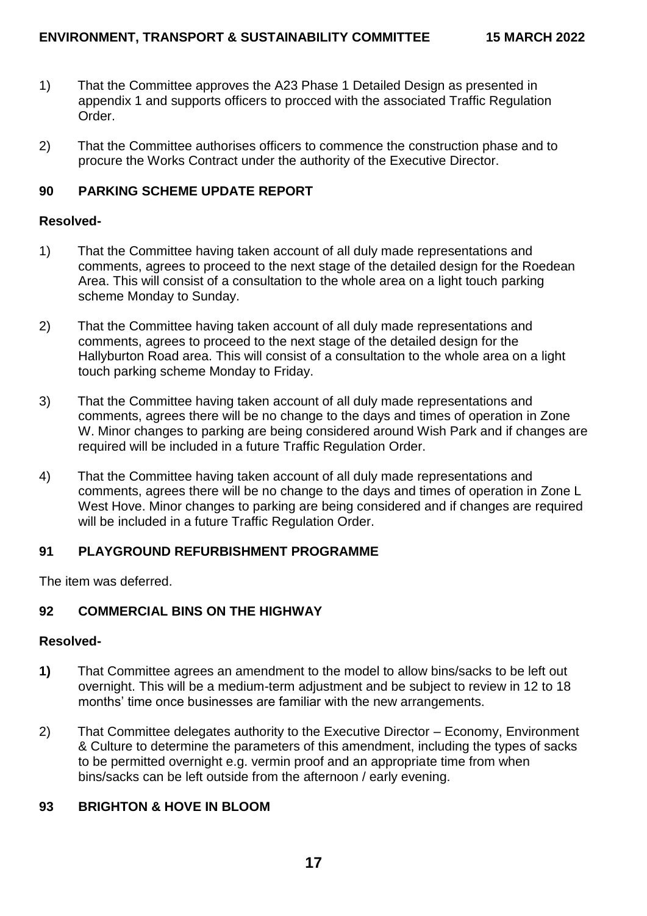1) That the Committee approves the A23 Phase 1 Detailed Design as presented in appendix 1 and supports officers to procced with the associated Traffic Regulation Order.

2) That the Committee authorises officers to commence the construction phase and to procure the Works Contract under the authority of the Executive Director.

## 90 PARKING SCHEME UPDATE REPORT

**Resolved-**

1) That the Committee having taken account of all duly made representations and comments, agrees to proceed to the next stage of the detailed design for the Roedean Area. This will consist of a consultation to the whole area on a light touch parking scheme Monday to Sunday.

2) That the Committee having taken account of all duly made representations and comments, agrees to proceed to the next stage of the detailed design for the Hallyburton Road area. This will consist of a consultation to the whole area on a light touch parking scheme Monday to Friday.

3) That the Committee having taken account of all duly made representations and comments, agrees there will be no change to the days and times of operation in Zone W. Minor changes to parking are being considered around Wish Park and if changes are required will be included in a future Traffic Regulation Order.

4) That the Committee having taken account of all duly made representations and comments, agrees there will be no change to the days and times of operation in Zone L West Hove. Minor changes to parking are being considered and if changes are required will be included in a future Traffic Regulation Order.

## 91 PLAYGROUND REFURBISHMENT PROGRAMME

The item was deferred.

## 92 COMMERCIAL BINS ON THE HIGHWAY

**Resolved-**

**1)** That Committee agrees an amendment to the model to allow bins/sacks to be left out overnight. This will be a medium-term adjustment and be subject to review in 12 to 18 months' time once businesses are familiar with the new arrangements.

2) That Committee delegates authority to the Executive Director – Economy, Environment & Culture to determine the parameters of this amendment, including the types of sacks to be permitted overnight e.g. vermin proof and an appropriate time from when bins/sacks can be left outside from the afternoon / early evening.

## 93 BRIGHTON & HOVE IN BLOOM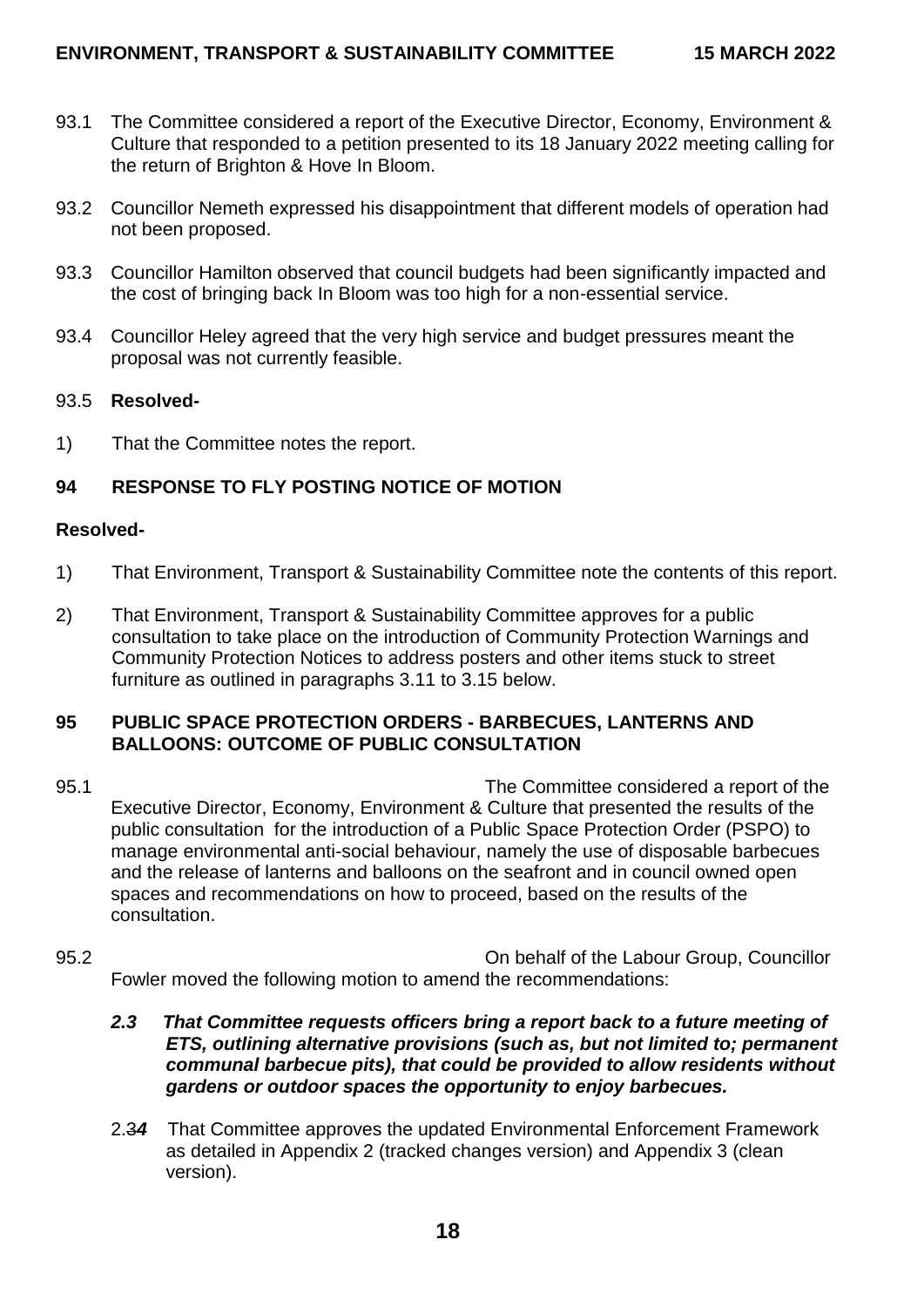93.1 The Committee considered a report of the Executive Director, Economy, Environment & Culture that responded to a petition presented to its 18 January 2022 meeting calling for the return of Brighton & Hove In Bloom.

93.2 Councillor Nemeth expressed his disappointment that different models of operation had not been proposed.

93.3 Councillor Hamilton observed that council budgets had been significantly impacted and the cost of bringing back In Bloom was too high for a non-essential service.

93.4 Councillor Heley agreed that the very high service and budget pressures meant the proposal was not currently feasible.

93.5 **Resolved-**

1) That the Committee notes the report.

## 94 RESPONSE TO FLY POSTING NOTICE OF MOTION

**Resolved-**

1) That Environment, Transport & Sustainability Committee note the contents of this report.

2) That Environment, Transport & Sustainability Committee approves for a public consultation to take place on the introduction of Community Protection Warnings and Community Protection Notices to address posters and other items stuck to street furniture as outlined in paragraphs 3.11 to 3.15 below.

## 95 PUBLIC SPACE PROTECTION ORDERS - BARBECUES, LANTERNS AND BALLOONS: OUTCOME OF PUBLIC CONSULTATION

95.1 The Committee considered a report of the Executive Director, Economy, Environment & Culture that presented the results of the public consultation for the introduction of a Public Space Protection Order (PSPO) to manage environmental anti-social behaviour, namely the use of disposable barbecues and the release of lanterns and balloons on the seafront and in council owned open spaces and recommendations on how to proceed, based on the results of the consultation.

95.2 On behalf of the Labour Group, Councillor Fowler moved the following motion to amend the recommendations:

> ***2.3 That Committee requests officers bring a report back to a future meeting of ETS, outlining alternative provisions (such as, but not limited to; permanent communal barbecue pits), that could be provided to allow residents without gardens or outdoor spaces the opportunity to enjoy barbecues.***
>
> 2.~~3~~***4*** That Committee approves the updated Environmental Enforcement Framework as detailed in Appendix 2 (tracked changes version) and Appendix 3 (clean version).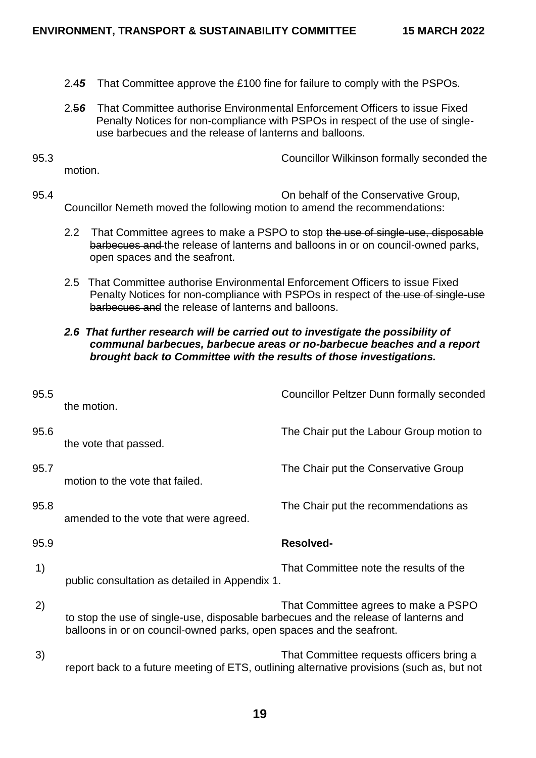2.4*5* That Committee approve the £100 fine for failure to comply with the PSPOs.

2.~~5~~*6* That Committee authorise Environmental Enforcement Officers to issue Fixed Penalty Notices for non-compliance with PSPOs in respect of the use of single-use barbecues and the release of lanterns and balloons.

95.3 Councillor Wilkinson formally seconded the motion.

95.4 On behalf of the Conservative Group, Councillor Nemeth moved the following motion to amend the recommendations:

2.2 That Committee agrees to make a PSPO to stop ~~the use of single-use, disposable barbecues and~~ the release of lanterns and balloons in or on council-owned parks, open spaces and the seafront.

2.5 That Committee authorise Environmental Enforcement Officers to issue Fixed Penalty Notices for non-compliance with PSPOs in respect of ~~the use of single-use barbecues and~~ the release of lanterns and balloons.

***2.6 That further research will be carried out to investigate the possibility of communal barbecues, barbecue areas or no-barbecue beaches and a report brought back to Committee with the results of those investigations.***

95.5 Councillor Peltzer Dunn formally seconded the motion.

95.6 The Chair put the Labour Group motion to the vote that passed.

95.7 The Chair put the Conservative Group motion to the vote that failed.

95.8 The Chair put the recommendations as amended to the vote that were agreed.

95.9 **Resolved-**

1) That Committee note the results of the public consultation as detailed in Appendix 1.

2) That Committee agrees to make a PSPO to stop the use of single-use, disposable barbecues and the release of lanterns and balloons in or on council-owned parks, open spaces and the seafront.

3) That Committee requests officers bring a report back to a future meeting of ETS, outlining alternative provisions (such as, but not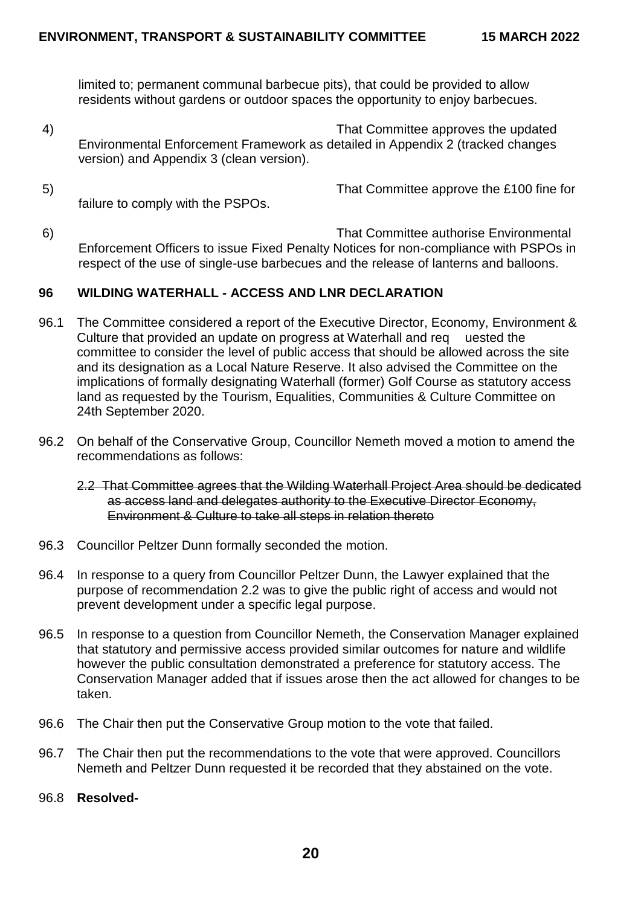limited to; permanent communal barbecue pits), that could be provided to allow residents without gardens or outdoor spaces the opportunity to enjoy barbecues.

4) That Committee approves the updated Environmental Enforcement Framework as detailed in Appendix 2 (tracked changes version) and Appendix 3 (clean version).

5) That Committee approve the £100 fine for failure to comply with the PSPOs.

6) That Committee authorise Environmental Enforcement Officers to issue Fixed Penalty Notices for non-compliance with PSPOs in respect of the use of single-use barbecues and the release of lanterns and balloons.

## 96 WILDING WATERHALL - ACCESS AND LNR DECLARATION

96.1 The Committee considered a report of the Executive Director, Economy, Environment & Culture that provided an update on progress at Waterhall and req uested the committee to consider the level of public access that should be allowed across the site and its designation as a Local Nature Reserve. It also advised the Committee on the implications of formally designating Waterhall (former) Golf Course as statutory access land as requested by the Tourism, Equalities, Communities & Culture Committee on 24th September 2020.

96.2 On behalf of the Conservative Group, Councillor Nemeth moved a motion to amend the recommendations as follows:

~~2.2 That Committee agrees that the Wilding Waterhall Project Area should be dedicated as access land and delegates authority to the Executive Director Economy, Environment & Culture to take all steps in relation thereto~~

96.3 Councillor Peltzer Dunn formally seconded the motion.

96.4 In response to a query from Councillor Peltzer Dunn, the Lawyer explained that the purpose of recommendation 2.2 was to give the public right of access and would not prevent development under a specific legal purpose.

96.5 In response to a question from Councillor Nemeth, the Conservation Manager explained that statutory and permissive access provided similar outcomes for nature and wildlife however the public consultation demonstrated a preference for statutory access. The Conservation Manager added that if issues arose then the act allowed for changes to be taken.

96.6 The Chair then put the Conservative Group motion to the vote that failed.

96.7 The Chair then put the recommendations to the vote that were approved. Councillors Nemeth and Peltzer Dunn requested it be recorded that they abstained on the vote.

96.8 **Resolved-**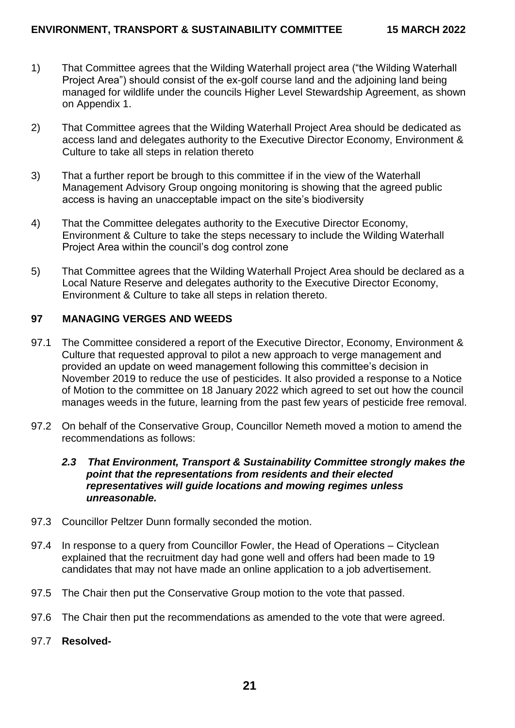1) That Committee agrees that the Wilding Waterhall project area ("the Wilding Waterhall Project Area") should consist of the ex-golf course land and the adjoining land being managed for wildlife under the councils Higher Level Stewardship Agreement, as shown on Appendix 1.

2) That Committee agrees that the Wilding Waterhall Project Area should be dedicated as access land and delegates authority to the Executive Director Economy, Environment & Culture to take all steps in relation thereto

3) That a further report be brough to this committee if in the view of the Waterhall Management Advisory Group ongoing monitoring is showing that the agreed public access is having an unacceptable impact on the site's biodiversity

4) That the Committee delegates authority to the Executive Director Economy, Environment & Culture to take the steps necessary to include the Wilding Waterhall Project Area within the council's dog control zone

5) That Committee agrees that the Wilding Waterhall Project Area should be declared as a Local Nature Reserve and delegates authority to the Executive Director Economy, Environment & Culture to take all steps in relation thereto.

## 97 MANAGING VERGES AND WEEDS

97.1 The Committee considered a report of the Executive Director, Economy, Environment & Culture that requested approval to pilot a new approach to verge management and provided an update on weed management following this committee's decision in November 2019 to reduce the use of pesticides. It also provided a response to a Notice of Motion to the committee on 18 January 2022 which agreed to set out how the council manages weeds in the future, learning from the past few years of pesticide free removal.

97.2 On behalf of the Conservative Group, Councillor Nemeth moved a motion to amend the recommendations as follows:

> ***2.3 That Environment, Transport & Sustainability Committee strongly makes the point that the representations from residents and their elected representatives will guide locations and mowing regimes unless unreasonable.***

97.3 Councillor Peltzer Dunn formally seconded the motion.

97.4 In response to a query from Councillor Fowler, the Head of Operations – Cityclean explained that the recruitment day had gone well and offers had been made to 19 candidates that may not have made an online application to a job advertisement.

97.5 The Chair then put the Conservative Group motion to the vote that passed.

97.6 The Chair then put the recommendations as amended to the vote that were agreed.

97.7 **Resolved-**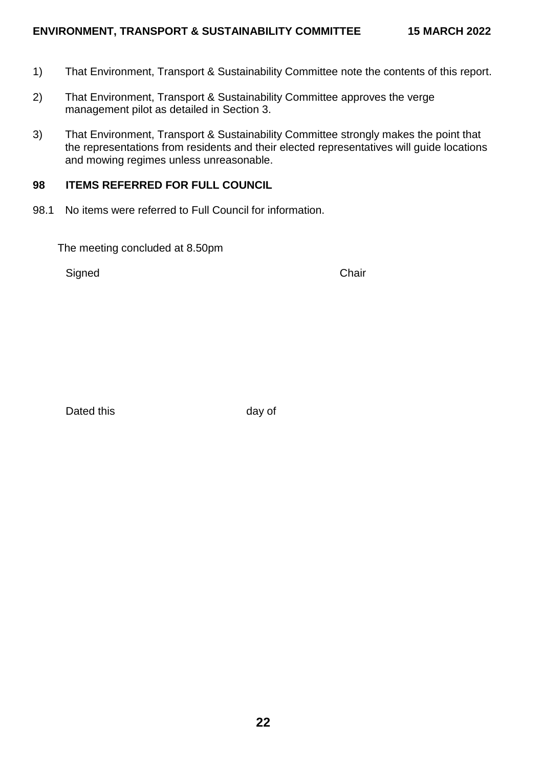1) That Environment, Transport & Sustainability Committee note the contents of this report.

2) That Environment, Transport & Sustainability Committee approves the verge management pilot as detailed in Section 3.

3) That Environment, Transport & Sustainability Committee strongly makes the point that the representations from residents and their elected representatives will guide locations and mowing regimes unless unreasonable.

**98 ITEMS REFERRED FOR FULL COUNCIL**

98.1 No items were referred to Full Council for information.

The meeting concluded at 8.50pm

Signed Chair

Dated this day of